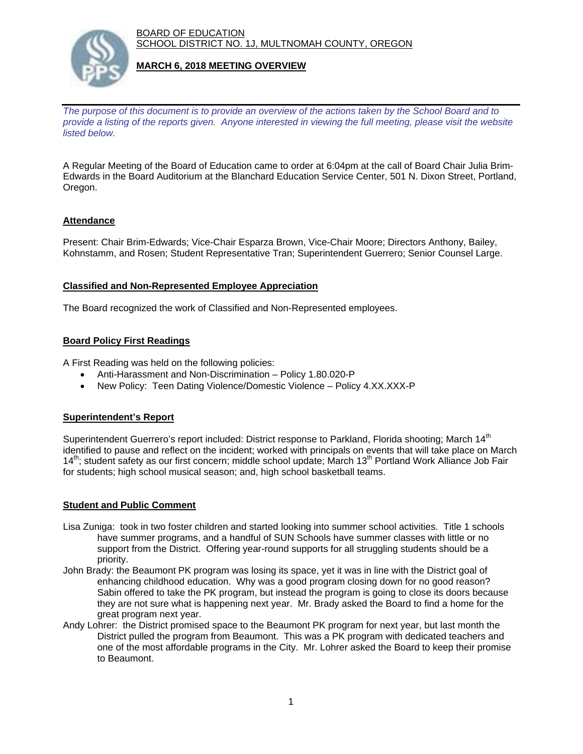BOARD OF EDUCATION
SCHOOL DISTRICT NO. 1J, MULTNOMAH COUNTY, OREGON

## MARCH 6, 2018 MEETING OVERVIEW

*The purpose of this document is to provide an overview of the actions taken by the School Board and to provide a listing of the reports given. Anyone interested in viewing the full meeting, please visit the website listed below.*

A Regular Meeting of the Board of Education came to order at 6:04pm at the call of Board Chair Julia Brim-Edwards in the Board Auditorium at the Blanchard Education Service Center, 501 N. Dixon Street, Portland, Oregon.

### Attendance

Present: Chair Brim-Edwards; Vice-Chair Esparza Brown, Vice-Chair Moore; Directors Anthony, Bailey, Kohnstamm, and Rosen; Student Representative Tran; Superintendent Guerrero; Senior Counsel Large.

### Classified and Non-Represented Employee Appreciation

The Board recognized the work of Classified and Non-Represented employees.

### Board Policy First Readings

A First Reading was held on the following policies:

- Anti-Harassment and Non-Discrimination – Policy 1.80.020-P
- New Policy: Teen Dating Violence/Domestic Violence – Policy 4.XX.XXX-P

### Superintendent's Report

Superintendent Guerrero's report included: District response to Parkland, Florida shooting; March 14th identified to pause and reflect on the incident; worked with principals on events that will take place on March 14th; student safety as our first concern; middle school update; March 13th Portland Work Alliance Job Fair for students; high school musical season; and, high school basketball teams.

### Student and Public Comment

Lisa Zuniga: took in two foster children and started looking into summer school activities. Title 1 schools have summer programs, and a handful of SUN Schools have summer classes with little or no support from the District. Offering year-round supports for all struggling students should be a priority.

John Brady: the Beaumont PK program was losing its space, yet it was in line with the District goal of enhancing childhood education. Why was a good program closing down for no good reason? Sabin offered to take the PK program, but instead the program is going to close its doors because they are not sure what is happening next year. Mr. Brady asked the Board to find a home for the great program next year.

Andy Lohrer: the District promised space to the Beaumont PK program for next year, but last month the District pulled the program from Beaumont. This was a PK program with dedicated teachers and one of the most affordable programs in the City. Mr. Lohrer asked the Board to keep their promise to Beaumont.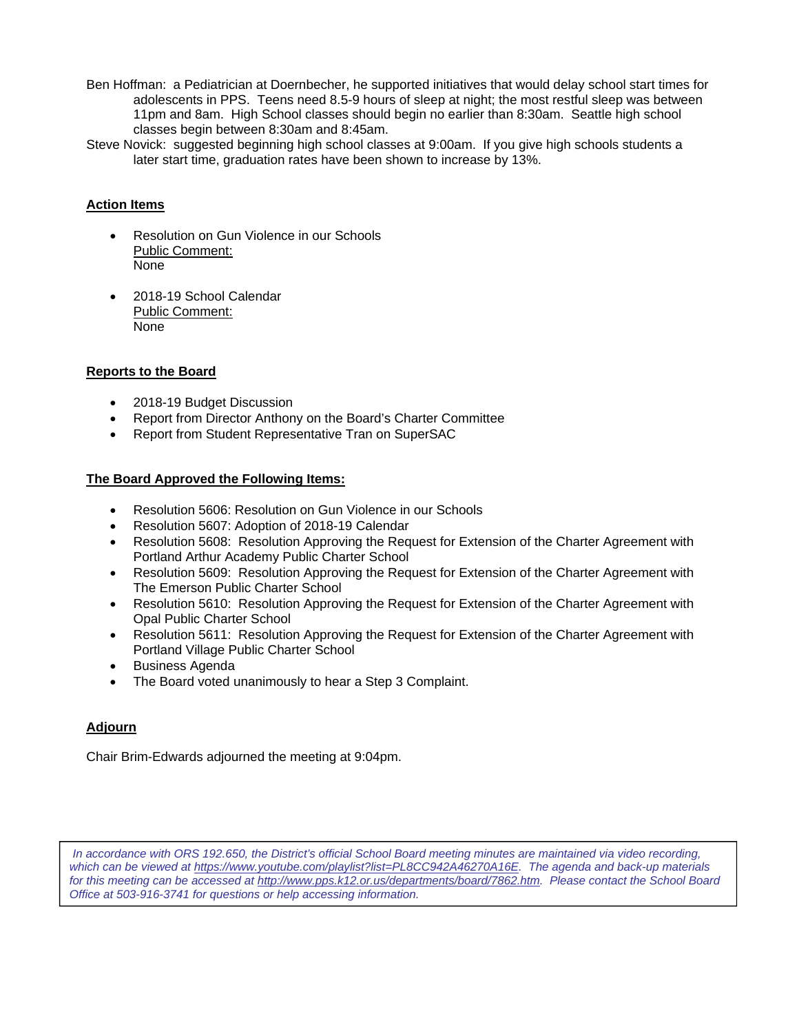Ben Hoffman: a Pediatrician at Doernbecher, he supported initiatives that would delay school start times for adolescents in PPS. Teens need 8.5-9 hours of sleep at night; the most restful sleep was between 11pm and 8am. High School classes should begin no earlier than 8:30am. Seattle high school classes begin between 8:30am and 8:45am.

Steve Novick: suggested beginning high school classes at 9:00am. If you give high schools students a later start time, graduation rates have been shown to increase by 13%.

## Action Items

- Resolution on Gun Violence in our Schools
  Public Comment:
  None

- 2018-19 School Calendar
  Public Comment:
  None

## Reports to the Board

- 2018-19 Budget Discussion
- Report from Director Anthony on the Board's Charter Committee
- Report from Student Representative Tran on SuperSAC

## The Board Approved the Following Items:

- Resolution 5606: Resolution on Gun Violence in our Schools
- Resolution 5607: Adoption of 2018-19 Calendar
- Resolution 5608: Resolution Approving the Request for Extension of the Charter Agreement with Portland Arthur Academy Public Charter School
- Resolution 5609: Resolution Approving the Request for Extension of the Charter Agreement with The Emerson Public Charter School
- Resolution 5610: Resolution Approving the Request for Extension of the Charter Agreement with Opal Public Charter School
- Resolution 5611: Resolution Approving the Request for Extension of the Charter Agreement with Portland Village Public Charter School
- Business Agenda
- The Board voted unanimously to hear a Step 3 Complaint.

## Adjourn

Chair Brim-Edwards adjourned the meeting at 9:04pm.

*In accordance with ORS 192.650, the District's official School Board meeting minutes are maintained via video recording, which can be viewed at https://www.youtube.com/playlist?list=PL8CC942A46270A16E. The agenda and back-up materials for this meeting can be accessed at http://www.pps.k12.or.us/departments/board/7862.htm. Please contact the School Board Office at 503-916-3741 for questions or help accessing information.*